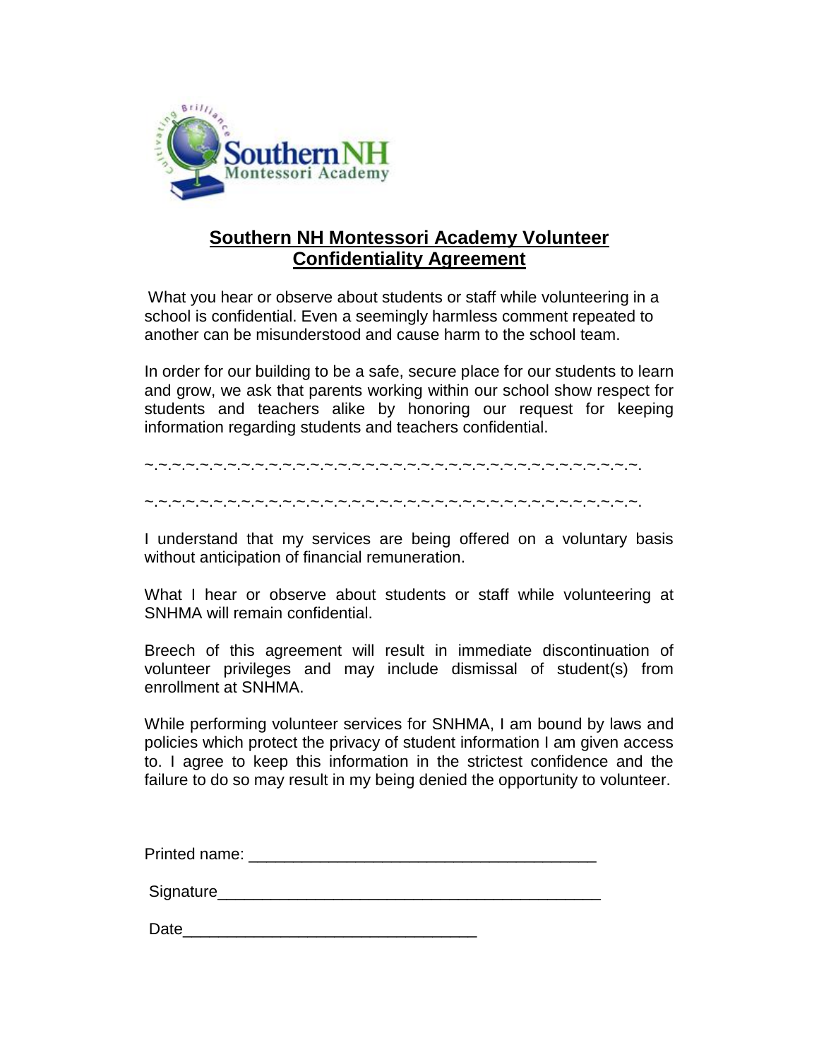## Southern NH Montessori Academy Volunteer Confidentiality Agreement

What you hear or observe about students or staff while volunteering in a school is confidential. Even a seemingly harmless comment repeated to another can be misunderstood and cause harm to the school team.

In order for our building to be a safe, secure place for our students to learn and grow, we ask that parents working within our school show respect for students and teachers alike by honoring our request for keeping information regarding students and teachers confidential.

~.~.~.~.~.~.~.~.~.~.~.~.~.~.~.~.~.~.~.~.~.~.~.~.~.~.~.~.~.~.~.~.~.~.~.~.~.~.~.~.

~.~.~.~.~.~.~.~.~.~.~.~.~.~.~.~.~.~.~.~.~.~.~.~.~.~.~.~.~.~.~.~.~.~.~.~.~.~.~.~.

I understand that my services are being offered on a voluntary basis without anticipation of financial remuneration.

What I hear or observe about students or staff while volunteering at SNHMA will remain confidential.

Breech of this agreement will result in immediate discontinuation of volunteer privileges and may include dismissal of student(s) from enrollment at SNHMA.

While performing volunteer services for SNHMA, I am bound by laws and policies which protect the privacy of student information I am given access to. I agree to keep this information in the strictest confidence and the failure to do so may result in my being denied the opportunity to volunteer.

Printed name: _______________________________________

Signature___________________________________________

Date________________________________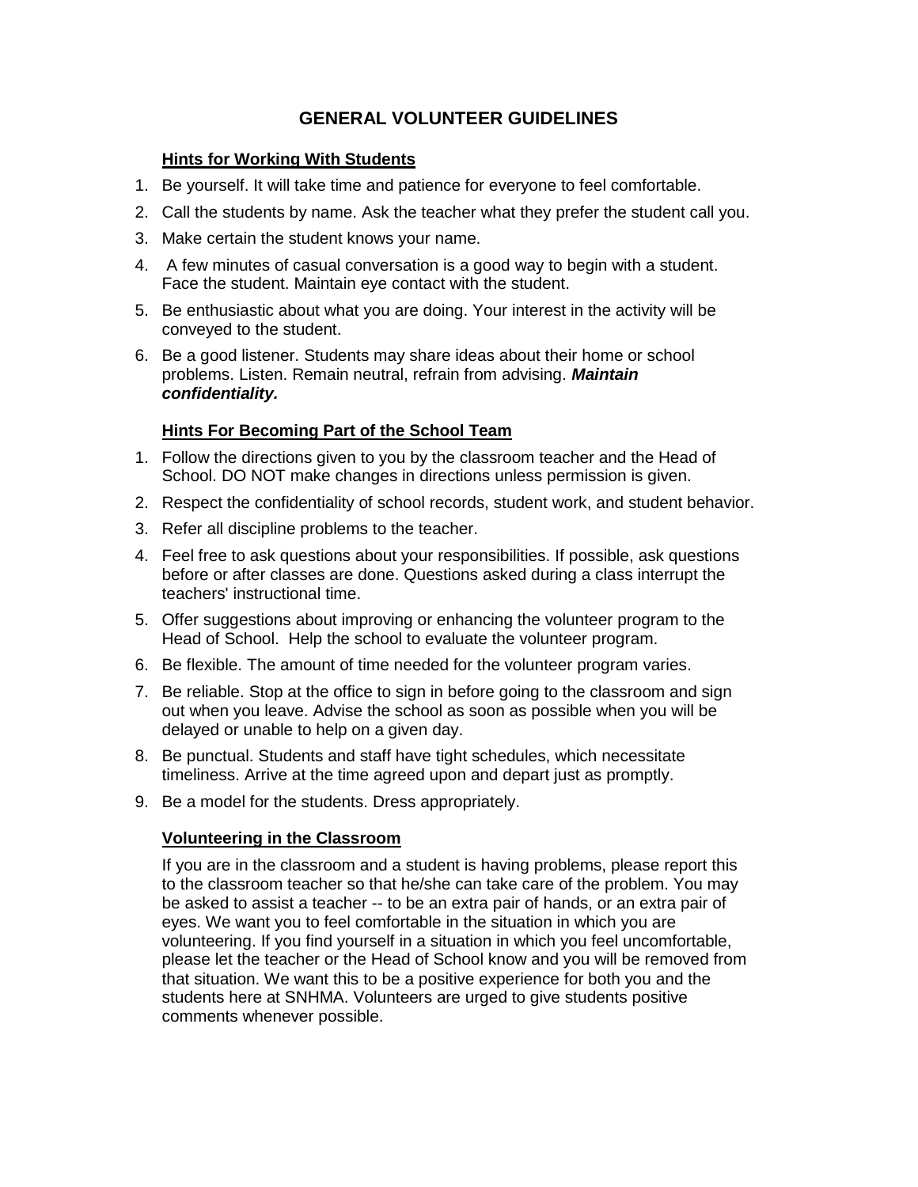# GENERAL VOLUNTEER GUIDELINES

## Hints for Working With Students

1. Be yourself. It will take time and patience for everyone to feel comfortable.
2. Call the students by name. Ask the teacher what they prefer the student call you.
3. Make certain the student knows your name.
4. A few minutes of casual conversation is a good way to begin with a student. Face the student. Maintain eye contact with the student.
5. Be enthusiastic about what you are doing. Your interest in the activity will be conveyed to the student.
6. Be a good listener. Students may share ideas about their home or school problems. Listen. Remain neutral, refrain from advising. ***Maintain confidentiality.***

## Hints For Becoming Part of the School Team

1. Follow the directions given to you by the classroom teacher and the Head of School. DO NOT make changes in directions unless permission is given.
2. Respect the confidentiality of school records, student work, and student behavior.
3. Refer all discipline problems to the teacher.
4. Feel free to ask questions about your responsibilities. If possible, ask questions before or after classes are done. Questions asked during a class interrupt the teachers' instructional time.
5. Offer suggestions about improving or enhancing the volunteer program to the Head of School. Help the school to evaluate the volunteer program.
6. Be flexible. The amount of time needed for the volunteer program varies.
7. Be reliable. Stop at the office to sign in before going to the classroom and sign out when you leave. Advise the school as soon as possible when you will be delayed or unable to help on a given day.
8. Be punctual. Students and staff have tight schedules, which necessitate timeliness. Arrive at the time agreed upon and depart just as promptly.
9. Be a model for the students. Dress appropriately.

## Volunteering in the Classroom

If you are in the classroom and a student is having problems, please report this to the classroom teacher so that he/she can take care of the problem. You may be asked to assist a teacher -- to be an extra pair of hands, or an extra pair of eyes. We want you to feel comfortable in the situation in which you are volunteering. If you find yourself in a situation in which you feel uncomfortable, please let the teacher or the Head of School know and you will be removed from that situation. We want this to be a positive experience for both you and the students here at SNHMA. Volunteers are urged to give students positive comments whenever possible.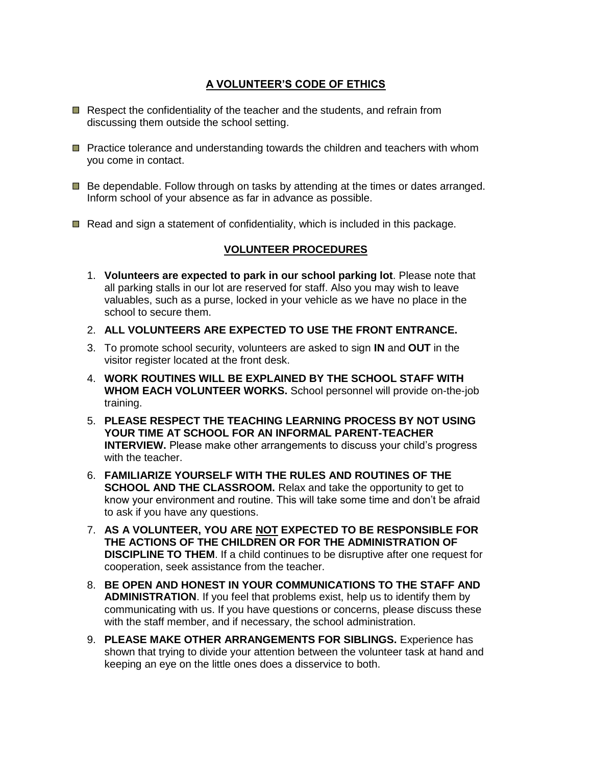## <u>A VOLUNTEER'S CODE OF ETHICS</u>

- Respect the confidentiality of the teacher and the students, and refrain from discussing them outside the school setting.
- Practice tolerance and understanding towards the children and teachers with whom you come in contact.
- Be dependable. Follow through on tasks by attending at the times or dates arranged. Inform school of your absence as far in advance as possible.
- Read and sign a statement of confidentiality, which is included in this package.

## <u>VOLUNTEER PROCEDURES</u>

1. **Volunteers are expected to park in our school parking lot**. Please note that all parking stalls in our lot are reserved for staff. Also you may wish to leave valuables, such as a purse, locked in your vehicle as we have no place in the school to secure them.
2. **ALL VOLUNTEERS ARE EXPECTED TO USE THE FRONT ENTRANCE.**
3. To promote school security, volunteers are asked to sign **IN** and **OUT** in the visitor register located at the front desk.
4. **WORK ROUTINES WILL BE EXPLAINED BY THE SCHOOL STAFF WITH WHOM EACH VOLUNTEER WORKS.** School personnel will provide on-the-job training.
5. **PLEASE RESPECT THE TEACHING LEARNING PROCESS BY NOT USING YOUR TIME AT SCHOOL FOR AN INFORMAL PARENT-TEACHER INTERVIEW.** Please make other arrangements to discuss your child's progress with the teacher.
6. **FAMILIARIZE YOURSELF WITH THE RULES AND ROUTINES OF THE SCHOOL AND THE CLASSROOM.** Relax and take the opportunity to get to know your environment and routine. This will take some time and don't be afraid to ask if you have any questions.
7. **AS A VOLUNTEER, YOU ARE <u>NOT</u> EXPECTED TO BE RESPONSIBLE FOR THE ACTIONS OF THE CHILDREN OR FOR THE ADMINISTRATION OF DISCIPLINE TO THEM**. If a child continues to be disruptive after one request for cooperation, seek assistance from the teacher.
8. **BE OPEN AND HONEST IN YOUR COMMUNICATIONS TO THE STAFF AND ADMINISTRATION**. If you feel that problems exist, help us to identify them by communicating with us. If you have questions or concerns, please discuss these with the staff member, and if necessary, the school administration.
9. **PLEASE MAKE OTHER ARRANGEMENTS FOR SIBLINGS.** Experience has shown that trying to divide your attention between the volunteer task at hand and keeping an eye on the little ones does a disservice to both.